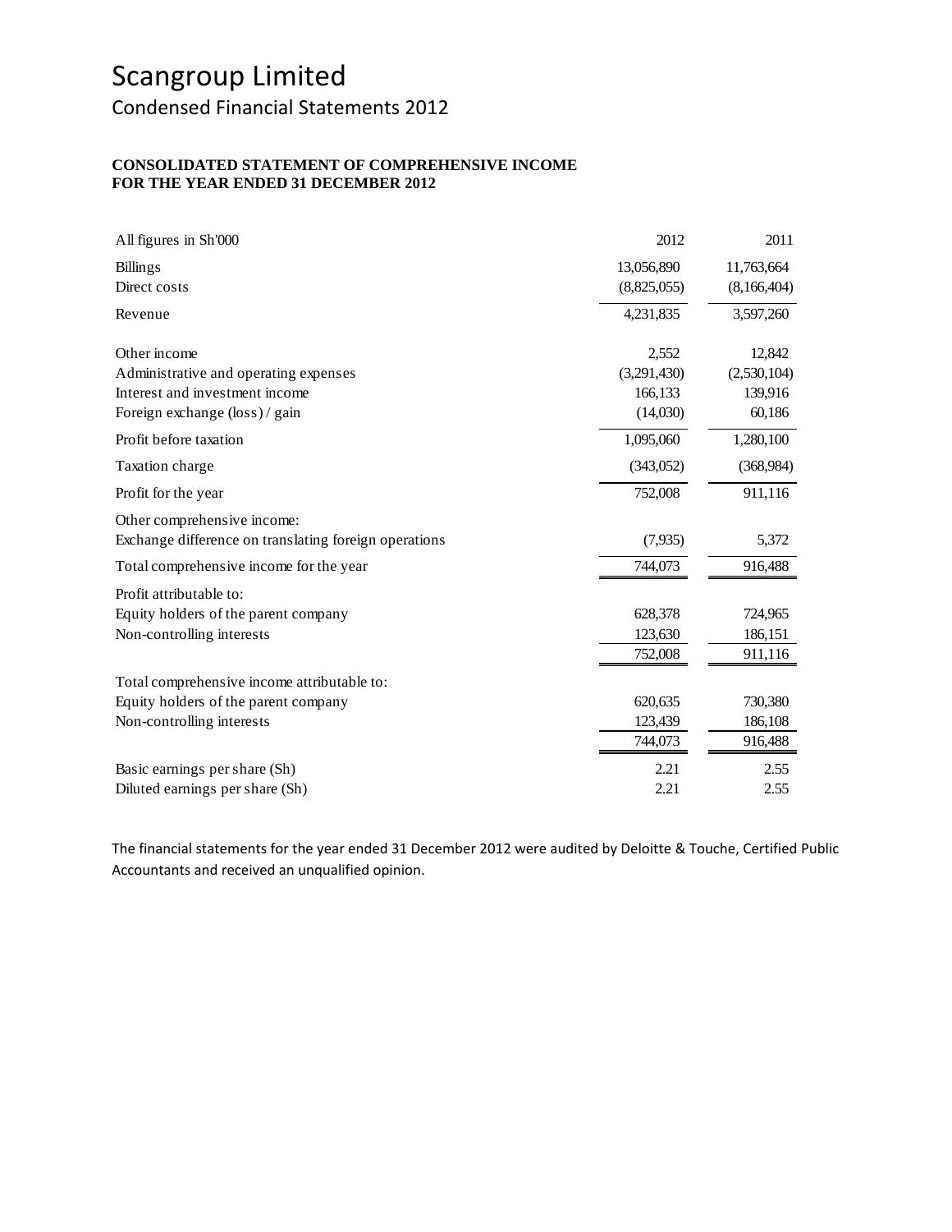# Scangroup Limited

## Condensed Financial Statements 2012

**CONSOLIDATED STATEMENT OF COMPREHENSIVE INCOME**
**FOR THE YEAR ENDED 31 DECEMBER 2012**

| All figures in Sh'000 | 2012 | 2011 |
|---|---|---|
| Billings | 13,056,890 | 11,763,664 |
| Direct costs | (8,825,055) | (8,166,404) |
| Revenue | 4,231,835 | 3,597,260 |
| Other income | 2,552 | 12,842 |
| Administrative and operating expenses | (3,291,430) | (2,530,104) |
| Interest and investment income | 166,133 | 139,916 |
| Foreign exchange (loss) / gain | (14,030) | 60,186 |
| Profit before taxation | 1,095,060 | 1,280,100 |
| Taxation charge | (343,052) | (368,984) |
| Profit for the year | 752,008 | 911,116 |
| Other comprehensive income: | | |
| Exchange difference on translating foreign operations | (7,935) | 5,372 |
| Total comprehensive income for the year | 744,073 | 916,488 |
| Profit attributable to: | | |
| Equity holders of the parent company | 628,378 | 724,965 |
| Non-controlling interests | 123,630 | 186,151 |
| | 752,008 | 911,116 |
| Total comprehensive income attributable to: | | |
| Equity holders of the parent company | 620,635 | 730,380 |
| Non-controlling interests | 123,439 | 186,108 |
| | 744,073 | 916,488 |
| Basic earnings per share (Sh) | 2.21 | 2.55 |
| Diluted earnings per share (Sh) | 2.21 | 2.55 |

The financial statements for the year ended 31 December 2012 were audited by Deloitte & Touche, Certified Public Accountants and received an unqualified opinion.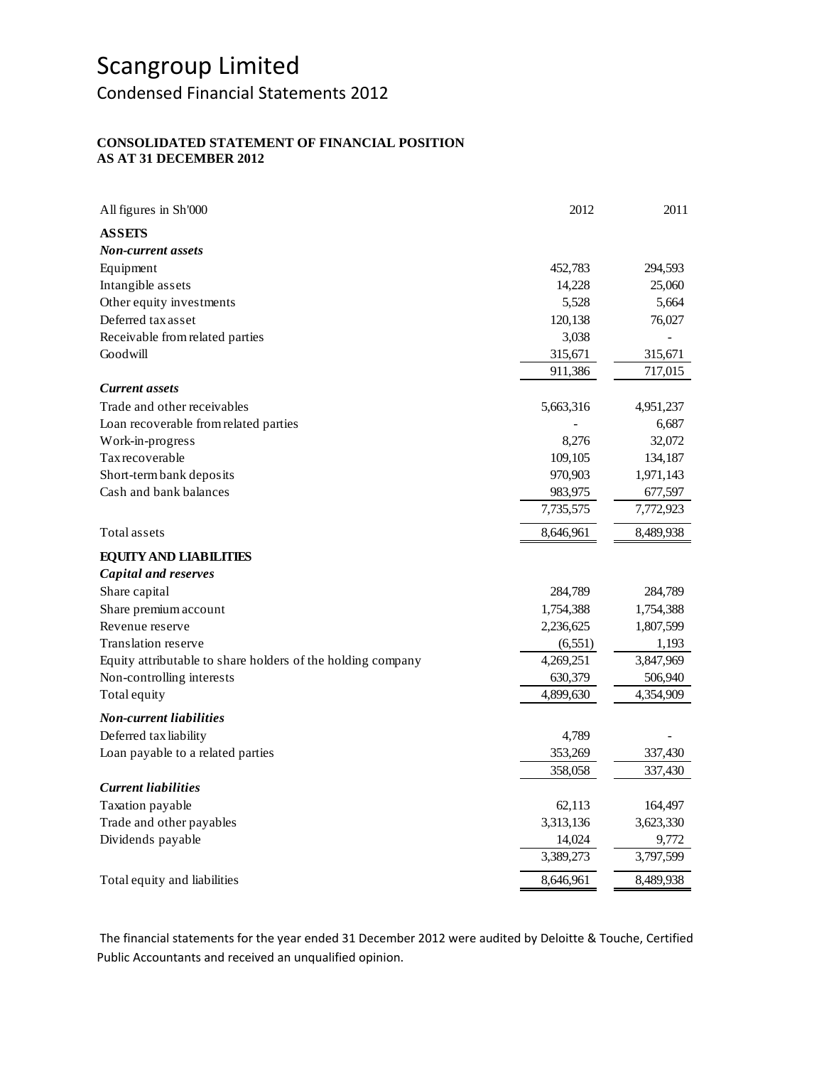# Scangroup Limited

## Condensed Financial Statements 2012

**CONSOLIDATED STATEMENT OF FINANCIAL POSITION**
**AS AT 31 DECEMBER 2012**

| All figures in Sh'000 | 2012 | 2011 |
|---|---|---|
| **ASSETS** | | |
| ***Non-current assets*** | | |
| Equipment | 452,783 | 294,593 |
| Intangible assets | 14,228 | 25,060 |
| Other equity investments | 5,528 | 5,664 |
| Deferred tax asset | 120,138 | 76,027 |
| Receivable from related parties | 3,038 | - |
| Goodwill | 315,671 | 315,671 |
| | 911,386 | 717,015 |
| ***Current assets*** | | |
| Trade and other receivables | 5,663,316 | 4,951,237 |
| Loan recoverable from related parties | - | 6,687 |
| Work-in-progress | 8,276 | 32,072 |
| Tax recoverable | 109,105 | 134,187 |
| Short-term bank deposits | 970,903 | 1,971,143 |
| Cash and bank balances | 983,975 | 677,597 |
| | 7,735,575 | 7,772,923 |
| Total assets | 8,646,961 | 8,489,938 |
| **EQUITY AND LIABILITIES** | | |
| ***Capital and reserves*** | | |
| Share capital | 284,789 | 284,789 |
| Share premium account | 1,754,388 | 1,754,388 |
| Revenue reserve | 2,236,625 | 1,807,599 |
| Translation reserve | (6,551) | 1,193 |
| Equity attributable to share holders of the holding company | 4,269,251 | 3,847,969 |
| Non-controlling interests | 630,379 | 506,940 |
| Total equity | 4,899,630 | 4,354,909 |
| ***Non-current liabilities*** | | |
| Deferred tax liability | 4,789 | - |
| Loan payable to a related parties | 353,269 | 337,430 |
| | 358,058 | 337,430 |
| ***Current liabilities*** | | |
| Taxation payable | 62,113 | 164,497 |
| Trade and other payables | 3,313,136 | 3,623,330 |
| Dividends payable | 14,024 | 9,772 |
| | 3,389,273 | 3,797,599 |
| Total equity and liabilities | 8,646,961 | 8,489,938 |

The financial statements for the year ended 31 December 2012 were audited by Deloitte & Touche, Certified Public Accountants and received an unqualified opinion.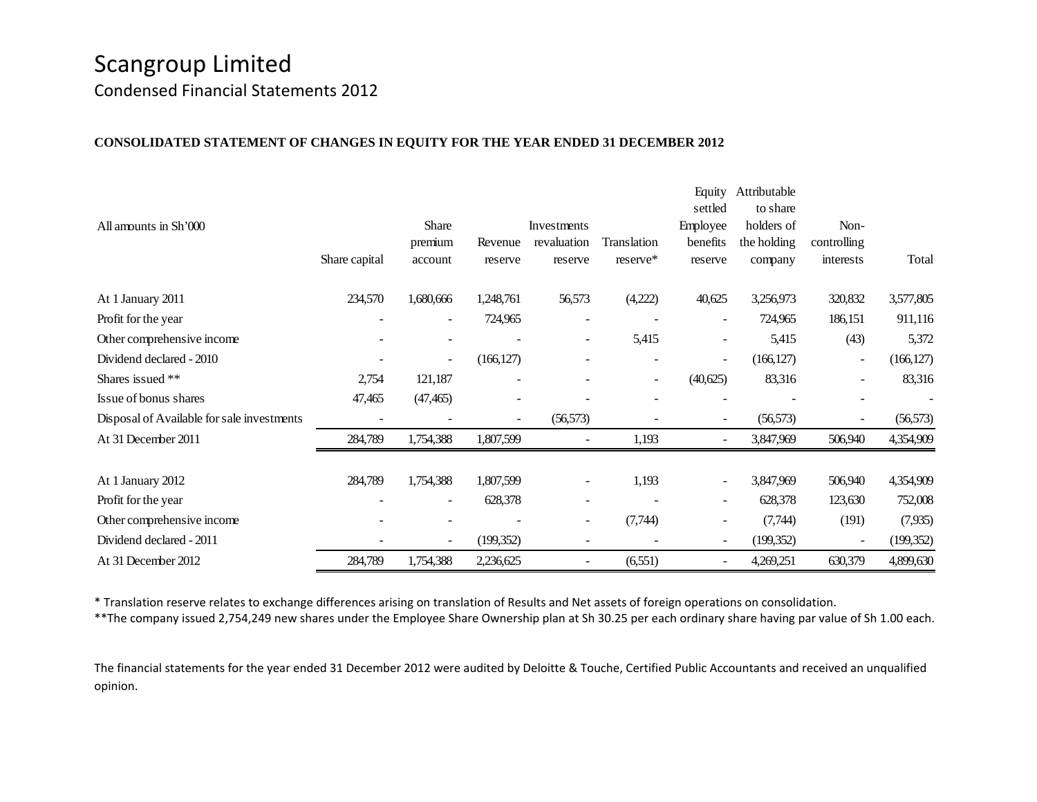# Scangroup Limited

## Condensed Financial Statements 2012

**CONSOLIDATED STATEMENT OF CHANGES IN EQUITY FOR THE YEAR ENDED 31 DECEMBER 2012**

| All amounts in Sh'000 | Share capital | Share premium account | Revenue reserve | Investments revaluation reserve | Translation reserve* | Equity settled Employee benefits reserve | Attributable to share holders of the holding company | Non-controlling interests | Total |
|---|---|---|---|---|---|---|---|---|---|
| At 1 January 2011 | 234,570 | 1,680,666 | 1,248,761 | 56,573 | (4,222) | 40,625 | 3,256,973 | 320,832 | 3,577,805 |
| Profit for the year | - | - | 724,965 | - | - | - | 724,965 | 186,151 | 911,116 |
| Other comprehensive income | - | - | - | - | 5,415 | - | 5,415 | (43) | 5,372 |
| Dividend declared - 2010 | - | - | (166,127) | - | - | - | (166,127) | - | (166,127) |
| Shares issued ** | 2,754 | 121,187 | - | - | - | (40,625) | 83,316 | - | 83,316 |
| Issue of bonus shares | 47,465 | (47,465) | - | - | - | - | - | - | - |
| Disposal of Available for sale investments | - | - | - | (56,573) | - | - | (56,573) | - | (56,573) |
| At 31 December 2011 | 284,789 | 1,754,388 | 1,807,599 | - | 1,193 | - | 3,847,969 | 506,940 | 4,354,909 |
| | | | | | | | | | |
| At 1 January 2012 | 284,789 | 1,754,388 | 1,807,599 | - | 1,193 | - | 3,847,969 | 506,940 | 4,354,909 |
| Profit for the year | - | - | 628,378 | - | - | - | 628,378 | 123,630 | 752,008 |
| Other comprehensive income | - | - | - | - | (7,744) | - | (7,744) | (191) | (7,935) |
| Dividend declared - 2011 | - | - | (199,352) | - | - | - | (199,352) | - | (199,352) |
| At 31 December 2012 | 284,789 | 1,754,388 | 2,236,625 | - | (6,551) | - | 4,269,251 | 630,379 | 4,899,630 |

* Translation reserve relates to exchange differences arising on translation of Results and Net assets of foreign operations on consolidation.

**The company issued 2,754,249 new shares under the Employee Share Ownership plan at Sh 30.25 per each ordinary share having par value of Sh 1.00 each.

The financial statements for the year ended 31 December 2012 were audited by Deloitte & Touche, Certified Public Accountants and received an unqualified opinion.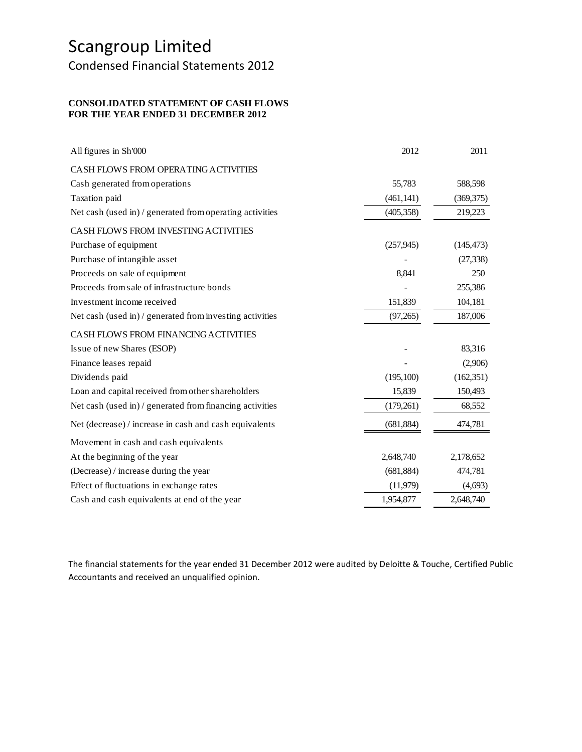# Scangroup Limited

## Condensed Financial Statements 2012

**CONSOLIDATED STATEMENT OF CASH FLOWS**
**FOR THE YEAR ENDED 31 DECEMBER 2012**

| All figures in Sh'000 | 2012 | 2011 |
|---|---|---|
| CASH FLOWS FROM OPERATING ACTIVITIES | | |
| Cash generated from operations | 55,783 | 588,598 |
| Taxation paid | (461,141) | (369,375) |
| Net cash (used in) / generated from operating activities | (405,358) | 219,223 |
| CASH FLOWS FROM INVESTING ACTIVITIES | | |
| Purchase of equipment | (257,945) | (145,473) |
| Purchase of intangible asset | - | (27,338) |
| Proceeds on sale of equipment | 8,841 | 250 |
| Proceeds from sale of infrastructure bonds | - | 255,386 |
| Investment income received | 151,839 | 104,181 |
| Net cash (used in) / generated from investing activities | (97,265) | 187,006 |
| CASH FLOWS FROM FINANCING ACTIVITIES | | |
| Issue of new Shares (ESOP) | - | 83,316 |
| Finance leases repaid | - | (2,906) |
| Dividends paid | (195,100) | (162,351) |
| Loan and capital received from other shareholders | 15,839 | 150,493 |
| Net cash (used in) / generated from financing activities | (179,261) | 68,552 |
| Net (decrease) / increase in cash and cash equivalents | (681,884) | 474,781 |
| Movement in cash and cash equivalents | | |
| At the beginning of the year | 2,648,740 | 2,178,652 |
| (Decrease) / increase during the year | (681,884) | 474,781 |
| Effect of fluctuations in exchange rates | (11,979) | (4,693) |
| Cash and cash equivalents at end of the year | 1,954,877 | 2,648,740 |

The financial statements for the year ended 31 December 2012 were audited by Deloitte & Touche, Certified Public Accountants and received an unqualified opinion.